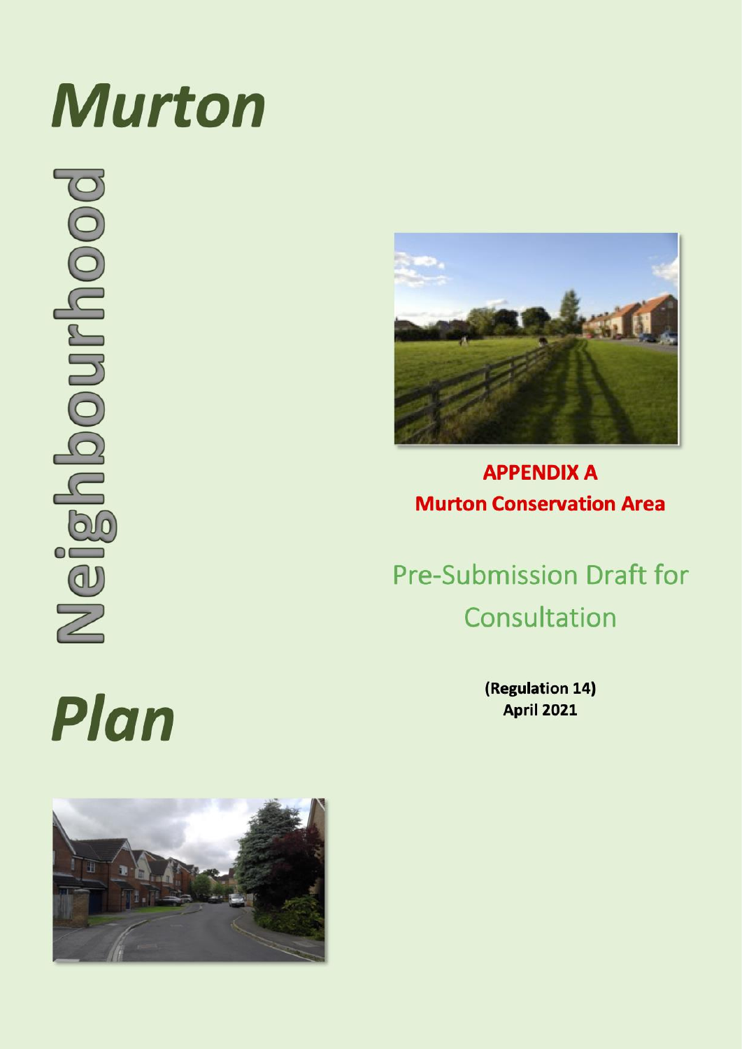# Murton Neighbourhood Plan

**APPENDIX A**
**Murton Conservation Area**

## Pre-Submission Draft for Consultation

**(Regulation 14)**
**April 2021**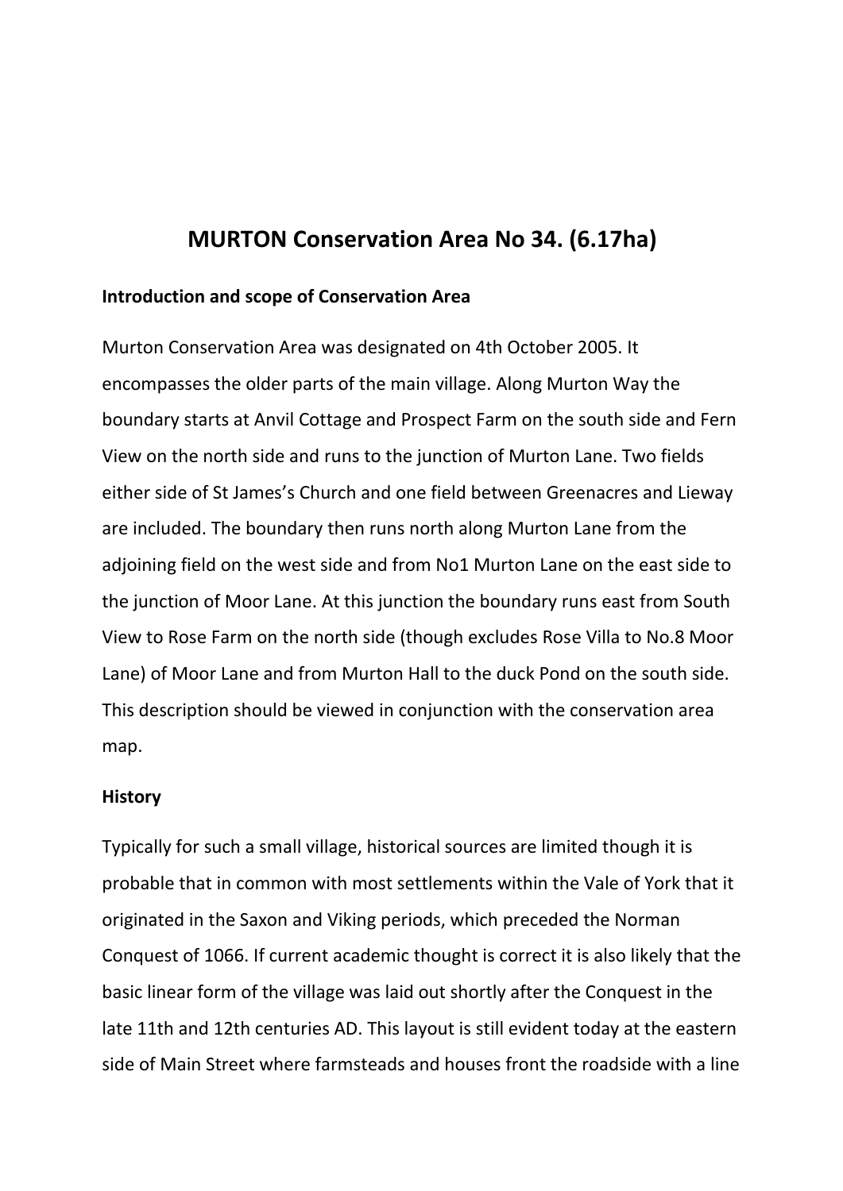# MURTON Conservation Area No 34. (6.17ha)

**Introduction and scope of Conservation Area**

Murton Conservation Area was designated on 4th October 2005. It encompasses the older parts of the main village. Along Murton Way the boundary starts at Anvil Cottage and Prospect Farm on the south side and Fern View on the north side and runs to the junction of Murton Lane. Two fields either side of St James's Church and one field between Greenacres and Lieway are included. The boundary then runs north along Murton Lane from the adjoining field on the west side and from No1 Murton Lane on the east side to the junction of Moor Lane. At this junction the boundary runs east from South View to Rose Farm on the north side (though excludes Rose Villa to No.8 Moor Lane) of Moor Lane and from Murton Hall to the duck Pond on the south side. This description should be viewed in conjunction with the conservation area map.

**History**

Typically for such a small village, historical sources are limited though it is probable that in common with most settlements within the Vale of York that it originated in the Saxon and Viking periods, which preceded the Norman Conquest of 1066. If current academic thought is correct it is also likely that the basic linear form of the village was laid out shortly after the Conquest in the late 11th and 12th centuries AD. This layout is still evident today at the eastern side of Main Street where farmsteads and houses front the roadside with a line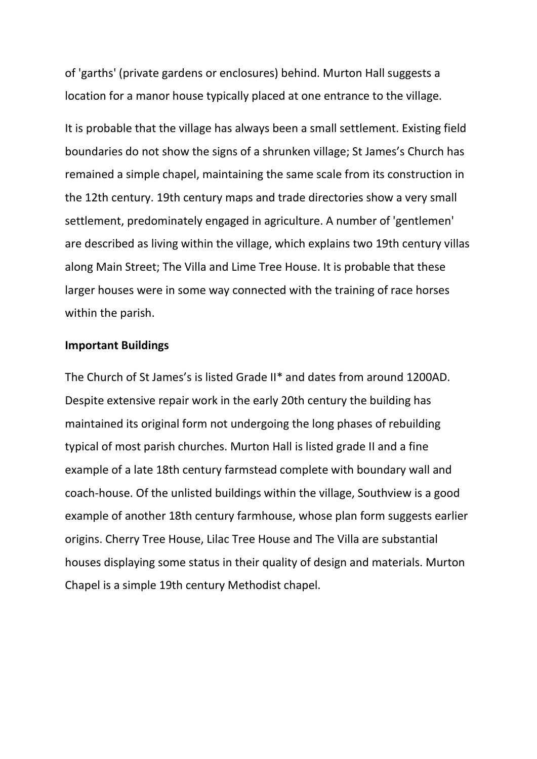of 'garths' (private gardens or enclosures) behind. Murton Hall suggests a location for a manor house typically placed at one entrance to the village.

It is probable that the village has always been a small settlement. Existing field boundaries do not show the signs of a shrunken village; St James's Church has remained a simple chapel, maintaining the same scale from its construction in the 12th century. 19th century maps and trade directories show a very small settlement, predominately engaged in agriculture. A number of 'gentlemen' are described as living within the village, which explains two 19th century villas along Main Street; The Villa and Lime Tree House. It is probable that these larger houses were in some way connected with the training of race horses within the parish.

**Important Buildings**

The Church of St James's is listed Grade II* and dates from around 1200AD. Despite extensive repair work in the early 20th century the building has maintained its original form not undergoing the long phases of rebuilding typical of most parish churches. Murton Hall is listed grade II and a fine example of a late 18th century farmstead complete with boundary wall and coach-house. Of the unlisted buildings within the village, Southview is a good example of another 18th century farmhouse, whose plan form suggests earlier origins. Cherry Tree House, Lilac Tree House and The Villa are substantial houses displaying some status in their quality of design and materials. Murton Chapel is a simple 19th century Methodist chapel.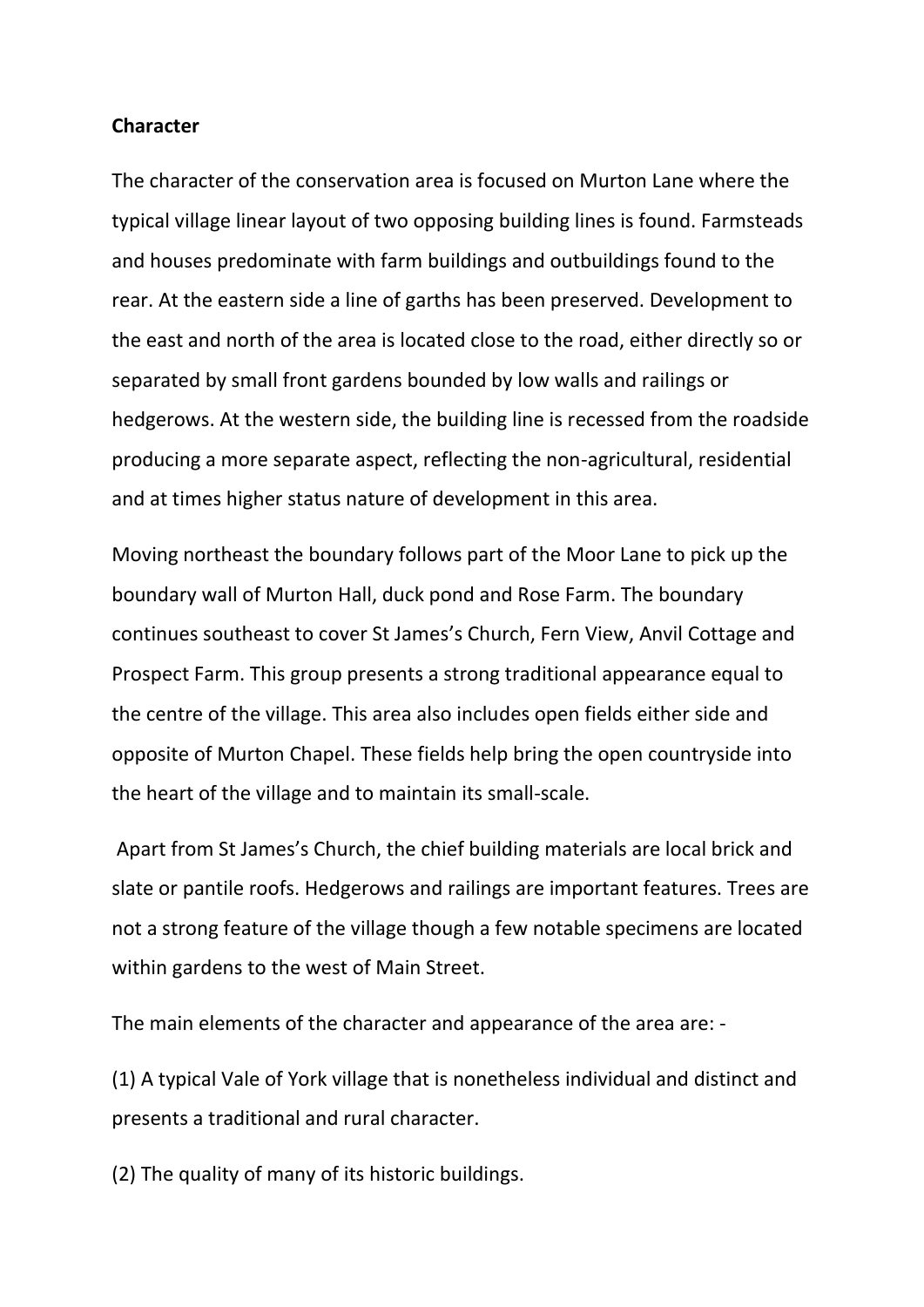**Character**

The character of the conservation area is focused on Murton Lane where the typical village linear layout of two opposing building lines is found. Farmsteads and houses predominate with farm buildings and outbuildings found to the rear. At the eastern side a line of garths has been preserved. Development to the east and north of the area is located close to the road, either directly so or separated by small front gardens bounded by low walls and railings or hedgerows. At the western side, the building line is recessed from the roadside producing a more separate aspect, reflecting the non-agricultural, residential and at times higher status nature of development in this area.

Moving northeast the boundary follows part of the Moor Lane to pick up the boundary wall of Murton Hall, duck pond and Rose Farm. The boundary continues southeast to cover St James's Church, Fern View, Anvil Cottage and Prospect Farm. This group presents a strong traditional appearance equal to the centre of the village. This area also includes open fields either side and opposite of Murton Chapel. These fields help bring the open countryside into the heart of the village and to maintain its small-scale.

Apart from St James's Church, the chief building materials are local brick and slate or pantile roofs. Hedgerows and railings are important features. Trees are not a strong feature of the village though a few notable specimens are located within gardens to the west of Main Street.

The main elements of the character and appearance of the area are: -

(1) A typical Vale of York village that is nonetheless individual and distinct and presents a traditional and rural character.

(2) The quality of many of its historic buildings.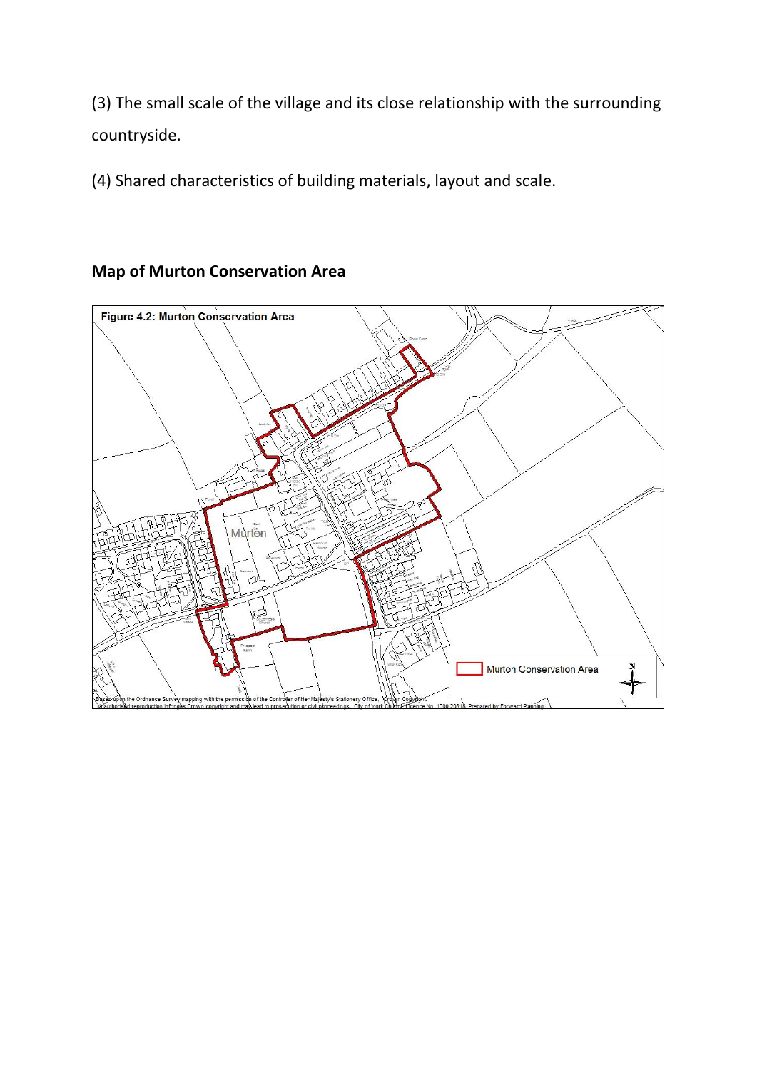(3) The small scale of the village and its close relationship with the surrounding countryside.

(4) Shared characteristics of building materials, layout and scale.

## Map of Murton Conservation Area

Figure 4.2: Murton Conservation Area

Murton

Murton Conservation Area

N

Based upon the Ordnance Survey mapping with the permission of the Controller of Her Majesty's Stationery Office. Crown Copyright. Unauthorised reproduction infringes Crown copyright and may lead to prosecution or civil proceedings. City of York Council Licence No. 1000 20818. Prepared by Forward Planning.